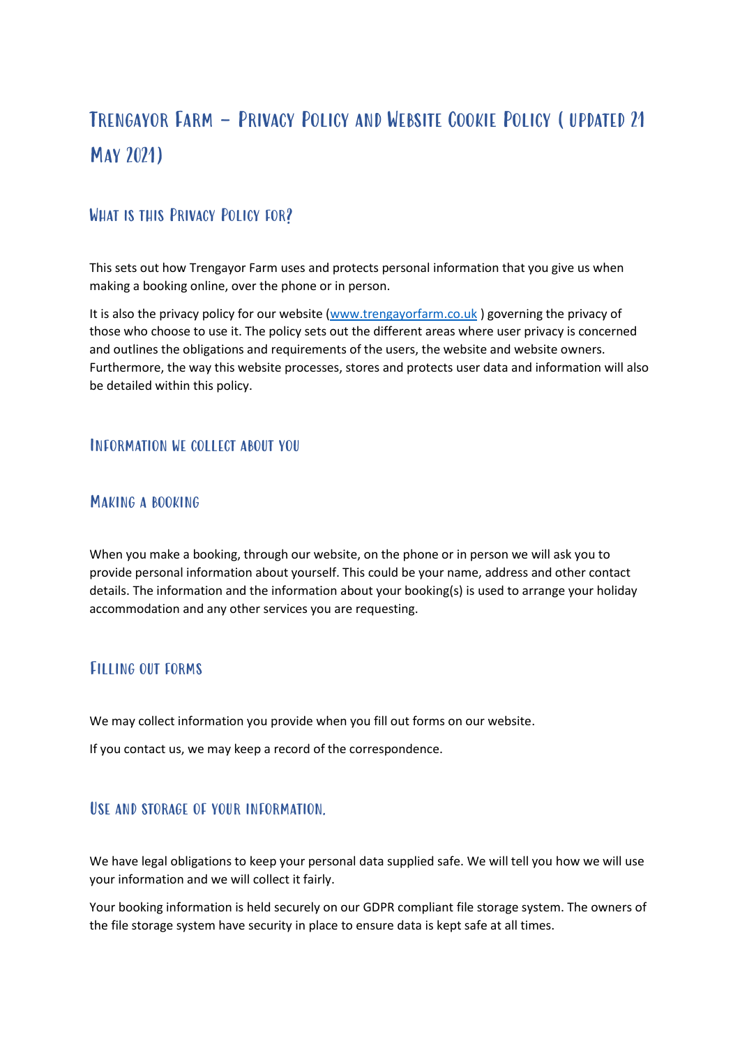# Trengayor Farm – Privacy Policy and Website Cookie Policy ( updated 21 May 2021)

## What is this Privacy Policy for?

This sets out how Trengayor Farm uses and protects personal information that you give us when making a booking online, over the phone or in person.

It is also the privacy policy for our website ([www.trengayorfarm.co.uk](http://www.trengayorfarm.co.uk) ) governing the privacy of those who choose to use it. The policy sets out the different areas where user privacy is concerned and outlines the obligations and requirements of the users, the website and website owners. Furthermore, the way this website processes, stores and protects user data and information will also be detailed within this policy.

## Information we collect about you

### Making a booking

When you make a booking, through our website, on the phone or in person we will ask you to provide personal information about yourself. This could be your name, address and other contact details. The information and the information about your booking(s) is used to arrange your holiday accommodation and any other services you are requesting.

### Filling out forms

We may collect information you provide when you fill out forms on our website.

If you contact us, we may keep a record of the correspondence.

## Use and storage of your information.

We have legal obligations to keep your personal data supplied safe. We will tell you how we will use your information and we will collect it fairly.

Your booking information is held securely on our GDPR compliant file storage system. The owners of the file storage system have security in place to ensure data is kept safe at all times.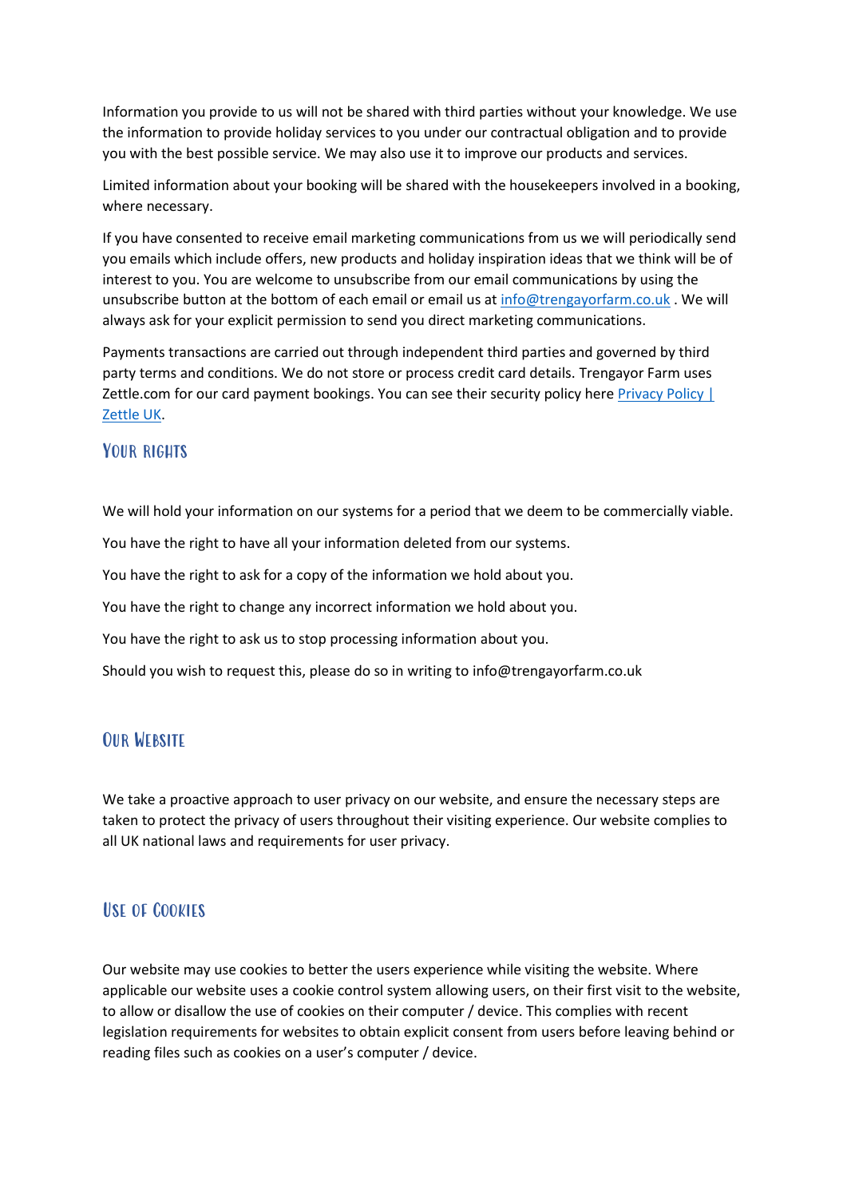Information you provide to us will not be shared with third parties without your knowledge. We use the information to provide holiday services to you under our contractual obligation and to provide you with the best possible service. We may also use it to improve our products and services.

Limited information about your booking will be shared with the housekeepers involved in a booking, where necessary.

If you have consented to receive email marketing communications from us we will periodically send you emails which include offers, new products and holiday inspiration ideas that we think will be of interest to you. You are welcome to unsubscribe from our email communications by using the unsubscribe button at the bottom of each email or email us at info@trengayorfarm.co.uk . We will always ask for your explicit permission to send you direct marketing communications.

Payments transactions are carried out through independent third parties and governed by third party terms and conditions. We do not store or process credit card details. Trengayor Farm uses Zettle.com for our card payment bookings. You can see their security policy here Privacy Policy | Zettle UK.

## Your rights

We will hold your information on our systems for a period that we deem to be commercially viable.

You have the right to have all your information deleted from our systems.

You have the right to ask for a copy of the information we hold about you.

You have the right to change any incorrect information we hold about you.

You have the right to ask us to stop processing information about you.

Should you wish to request this, please do so in writing to info@trengayorfarm.co.uk

## Our Website

We take a proactive approach to user privacy on our website, and ensure the necessary steps are taken to protect the privacy of users throughout their visiting experience. Our website complies to all UK national laws and requirements for user privacy.

## Use of Cookies

Our website may use cookies to better the users experience while visiting the website. Where applicable our website uses a cookie control system allowing users, on their first visit to the website, to allow or disallow the use of cookies on their computer / device. This complies with recent legislation requirements for websites to obtain explicit consent from users before leaving behind or reading files such as cookies on a user's computer / device.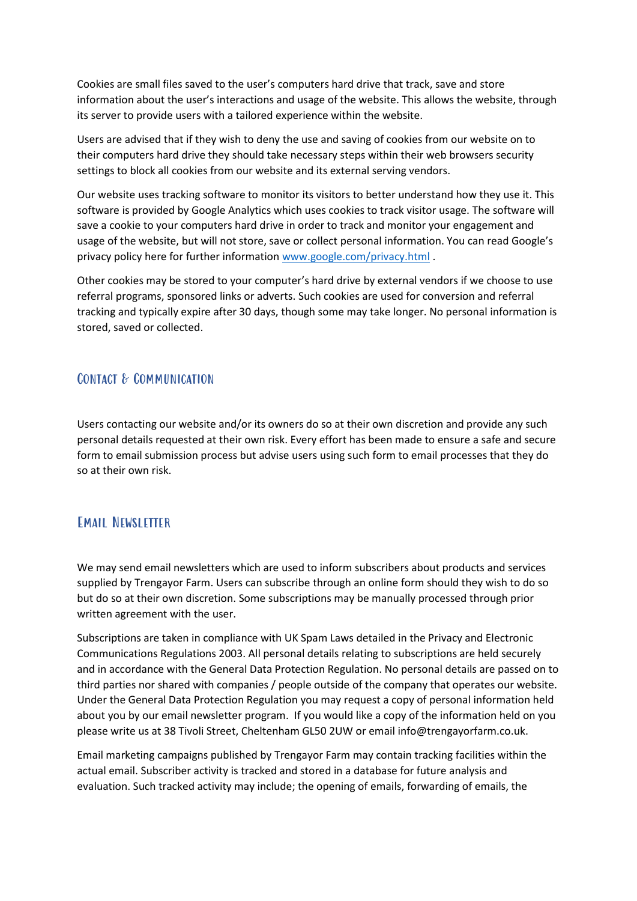Cookies are small files saved to the user's computers hard drive that track, save and store information about the user's interactions and usage of the website. This allows the website, through its server to provide users with a tailored experience within the website.

Users are advised that if they wish to deny the use and saving of cookies from our website on to their computers hard drive they should take necessary steps within their web browsers security settings to block all cookies from our website and its external serving vendors.

Our website uses tracking software to monitor its visitors to better understand how they use it. This software is provided by Google Analytics which uses cookies to track visitor usage. The software will save a cookie to your computers hard drive in order to track and monitor your engagement and usage of the website, but will not store, save or collect personal information. You can read Google's privacy policy here for further information [www.google.com/privacy.html](http://www.google.com/privacy.html) .

Other cookies may be stored to your computer's hard drive by external vendors if we choose to use referral programs, sponsored links or adverts. Such cookies are used for conversion and referral tracking and typically expire after 30 days, though some may take longer. No personal information is stored, saved or collected.

## Contact & Communication

Users contacting our website and/or its owners do so at their own discretion and provide any such personal details requested at their own risk. Every effort has been made to ensure a safe and secure form to email submission process but advise users using such form to email processes that they do so at their own risk.

## Email Newsletter

We may send email newsletters which are used to inform subscribers about products and services supplied by Trengayor Farm. Users can subscribe through an online form should they wish to do so but do so at their own discretion. Some subscriptions may be manually processed through prior written agreement with the user.

Subscriptions are taken in compliance with UK Spam Laws detailed in the Privacy and Electronic Communications Regulations 2003. All personal details relating to subscriptions are held securely and in accordance with the General Data Protection Regulation. No personal details are passed on to third parties nor shared with companies / people outside of the company that operates our website. Under the General Data Protection Regulation you may request a copy of personal information held about you by our email newsletter program. If you would like a copy of the information held on you please write us at 38 Tivoli Street, Cheltenham GL50 2UW or email info@trengayorfarm.co.uk.

Email marketing campaigns published by Trengayor Farm may contain tracking facilities within the actual email. Subscriber activity is tracked and stored in a database for future analysis and evaluation. Such tracked activity may include; the opening of emails, forwarding of emails, the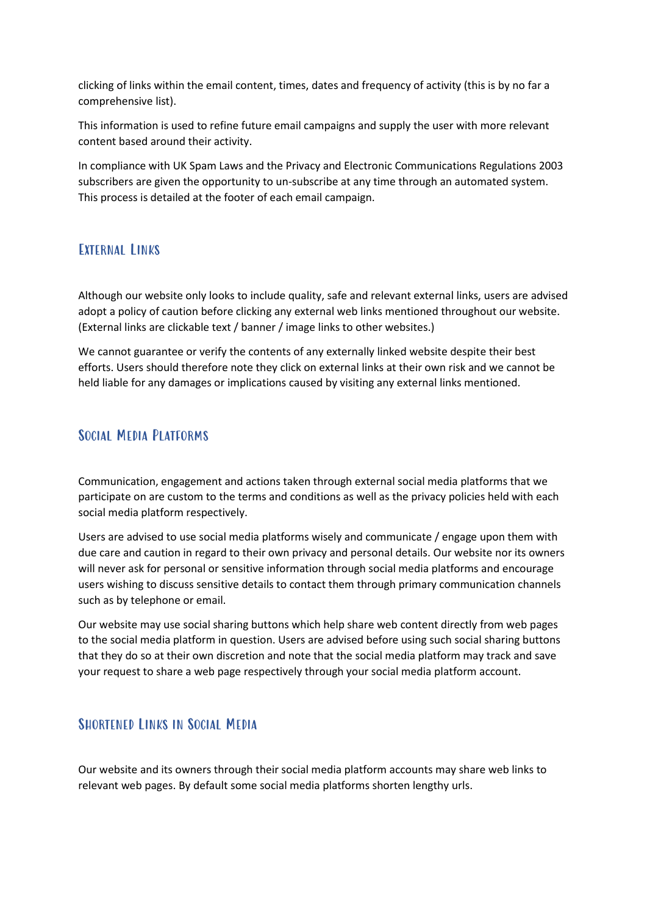clicking of links within the email content, times, dates and frequency of activity (this is by no far a comprehensive list).

This information is used to refine future email campaigns and supply the user with more relevant content based around their activity.

In compliance with UK Spam Laws and the Privacy and Electronic Communications Regulations 2003 subscribers are given the opportunity to un-subscribe at any time through an automated system. This process is detailed at the footer of each email campaign.

## External Links

Although our website only looks to include quality, safe and relevant external links, users are advised adopt a policy of caution before clicking any external web links mentioned throughout our website. (External links are clickable text / banner / image links to other websites.)

We cannot guarantee or verify the contents of any externally linked website despite their best efforts. Users should therefore note they click on external links at their own risk and we cannot be held liable for any damages or implications caused by visiting any external links mentioned.

## Social Media Platforms

Communication, engagement and actions taken through external social media platforms that we participate on are custom to the terms and conditions as well as the privacy policies held with each social media platform respectively.

Users are advised to use social media platforms wisely and communicate / engage upon them with due care and caution in regard to their own privacy and personal details. Our website nor its owners will never ask for personal or sensitive information through social media platforms and encourage users wishing to discuss sensitive details to contact them through primary communication channels such as by telephone or email.

Our website may use social sharing buttons which help share web content directly from web pages to the social media platform in question. Users are advised before using such social sharing buttons that they do so at their own discretion and note that the social media platform may track and save your request to share a web page respectively through your social media platform account.

## Shortened Links in Social Media

Our website and its owners through their social media platform accounts may share web links to relevant web pages. By default some social media platforms shorten lengthy urls.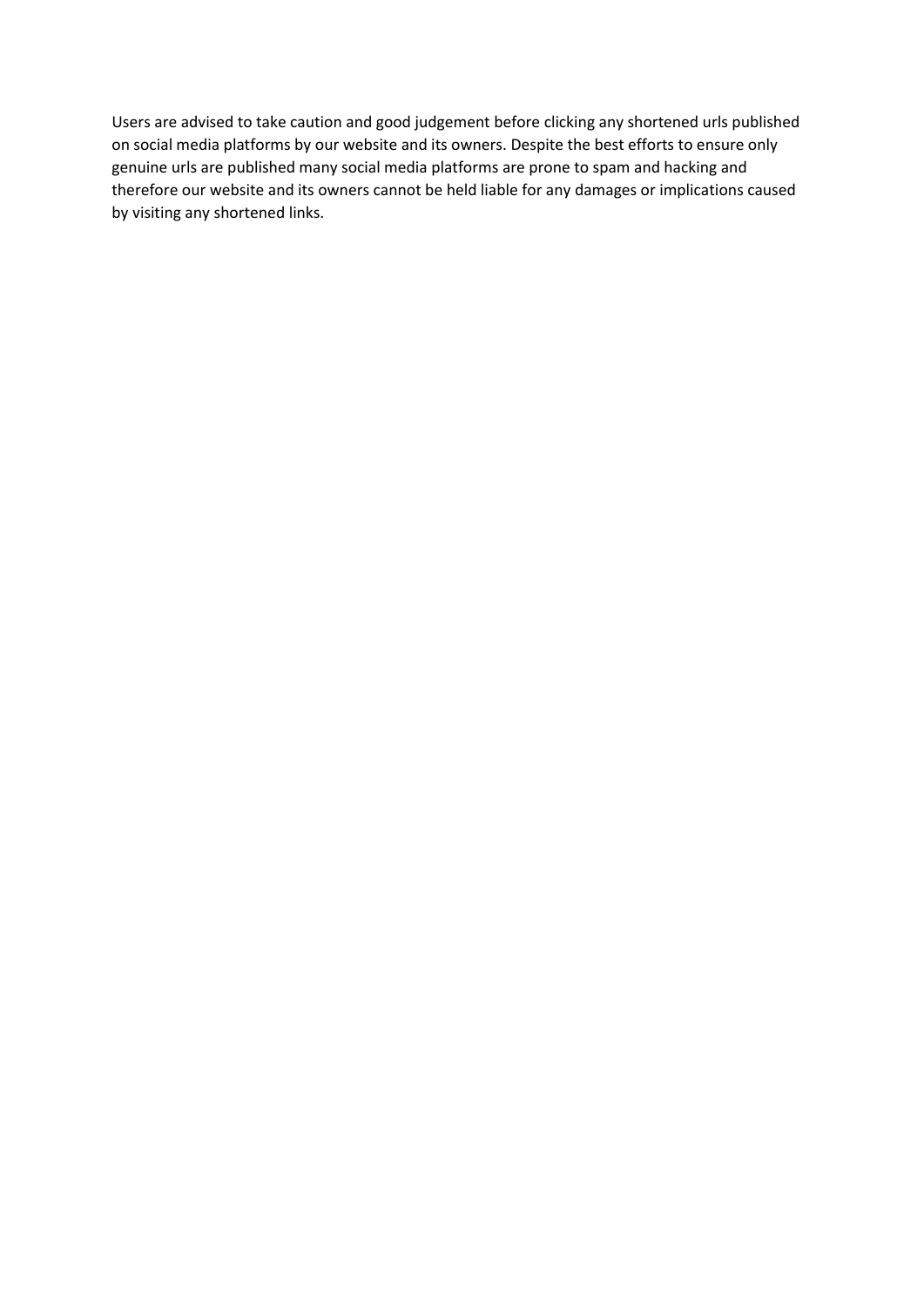Users are advised to take caution and good judgement before clicking any shortened urls published on social media platforms by our website and its owners. Despite the best efforts to ensure only genuine urls are published many social media platforms are prone to spam and hacking and therefore our website and its owners cannot be held liable for any damages or implications caused by visiting any shortened links.